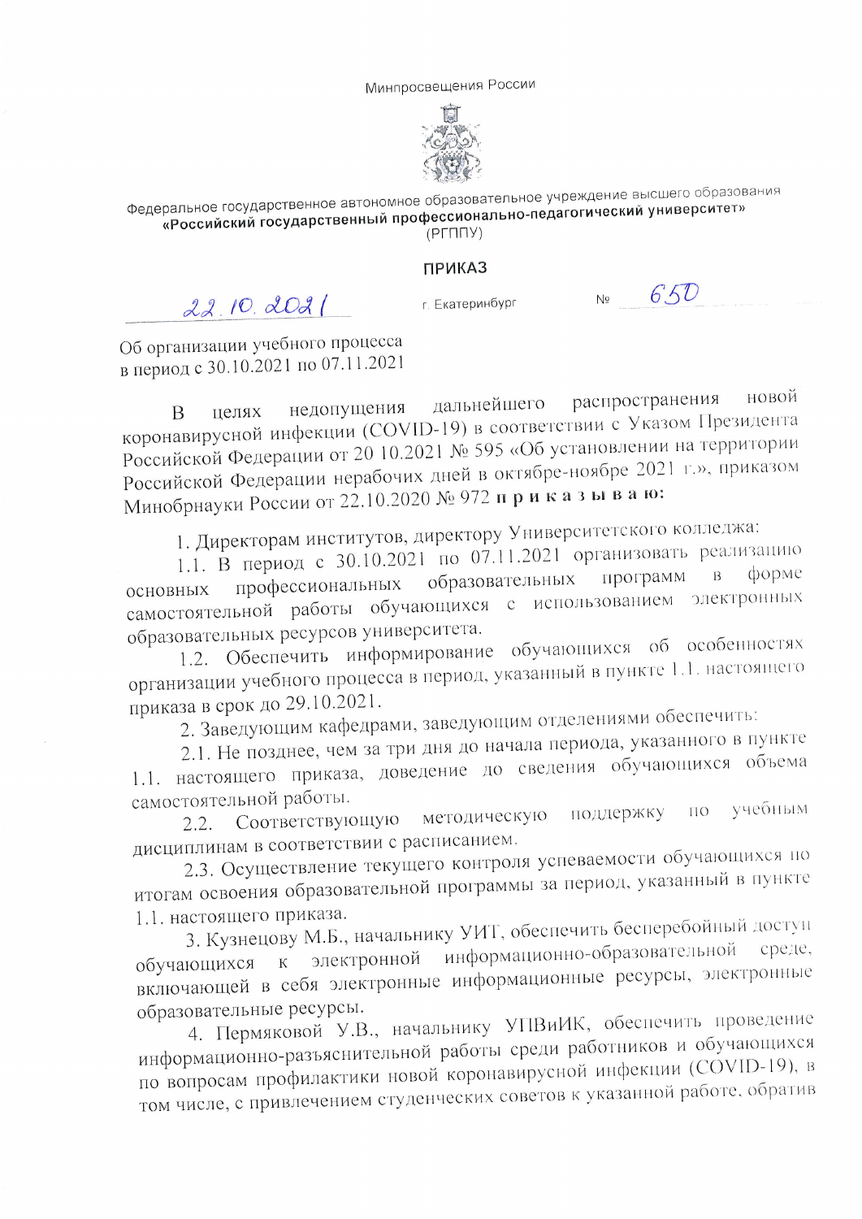Минпросвещения России

Федеральное государственное автономное образовательное учреждение высшего образования
**«Российский государственный профессионально-педагогический университет»**
(РГППУ)

**ПРИКАЗ**

22.10.2021 г. Екатеринбург № 650

Об организации учебного процесса
в период с 30.10.2021 по 07.11.2021

В целях недопущения дальнейшего распространения новой коронавирусной инфекции (COVID-19) в соответствии с Указом Президента Российской Федерации от 20.10.2021 № 595 «Об установлении на территории Российской Федерации нерабочих дней в октябре-ноябре 2021 г.», приказом Минобрнауки России от 22.10.2020 № 972 **п р и к а з ы в а ю:**

1. Директорам институтов, директору Университетского колледжа:

1.1. В период с 30.10.2021 по 07.11.2021 организовать реализацию основных профессиональных образовательных программ в форме самостоятельной работы обучающихся с использованием электронных образовательных ресурсов университета.

1.2. Обеспечить информирование обучающихся об особенностях организации учебного процесса в период, указанный в пункте 1.1. настоящего приказа в срок до 29.10.2021.

2. Заведующим кафедрами, заведующим отделениями обеспечить:

2.1. Не позднее, чем за три дня до начала периода, указанного в пункте 1.1. настоящего приказа, доведение до сведения обучающихся объема самостоятельной работы.

2.2. Соответствующую методическую поддержку по учебным дисциплинам в соответствии с расписанием.

2.3. Осуществление текущего контроля успеваемости обучающихся по итогам освоения образовательной программы за период, указанный в пункте 1.1. настоящего приказа.

3. Кузнецову М.Б., начальнику УИТ, обеспечить бесперебойный доступ обучающихся к электронной информационно-образовательной среде, включающей в себя электронные информационные ресурсы, электронные образовательные ресурсы.

4. Пермяковой У.В., начальнику УПВиИК, обеспечить проведение информационно-разъяснительной работы среди работников и обучающихся по вопросам профилактики новой коронавирусной инфекции (COVID-19), в том числе, с привлечением студенческих советов к указанной работе, обратив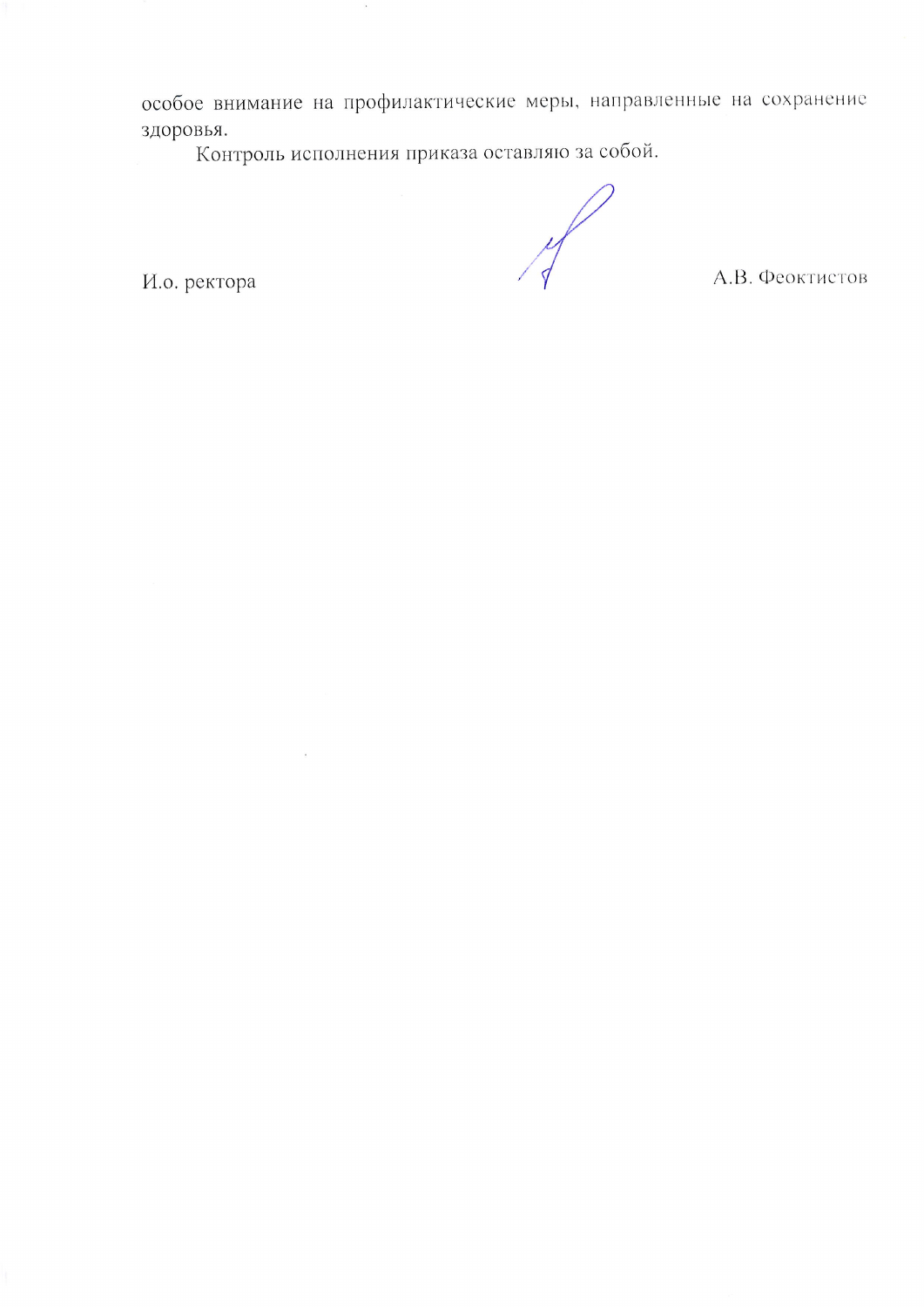особое внимание на профилактические меры, направленные на сохранение здоровья.

Контроль исполнения приказа оставляю за собой.

И.о. ректора А.В. Феоктистов